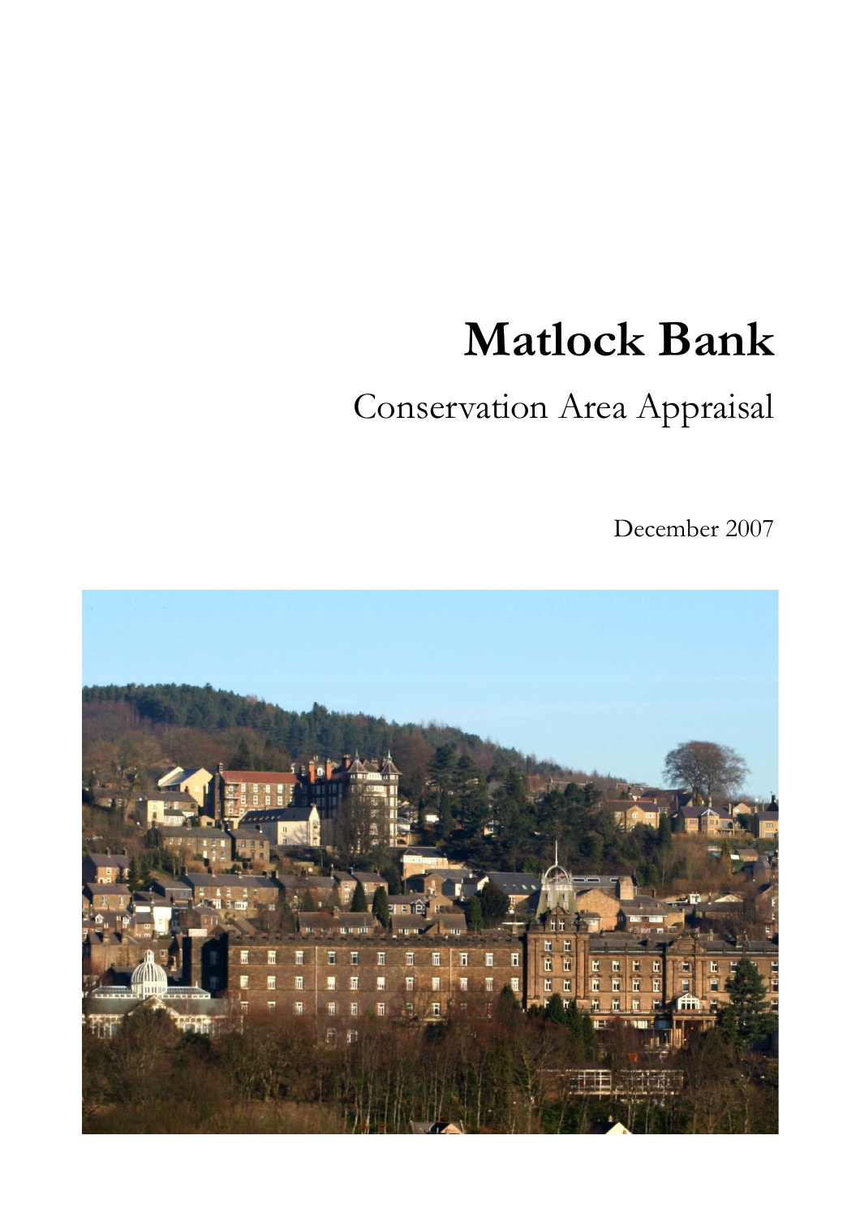# Matlock Bank

## Conservation Area Appraisal

December 2007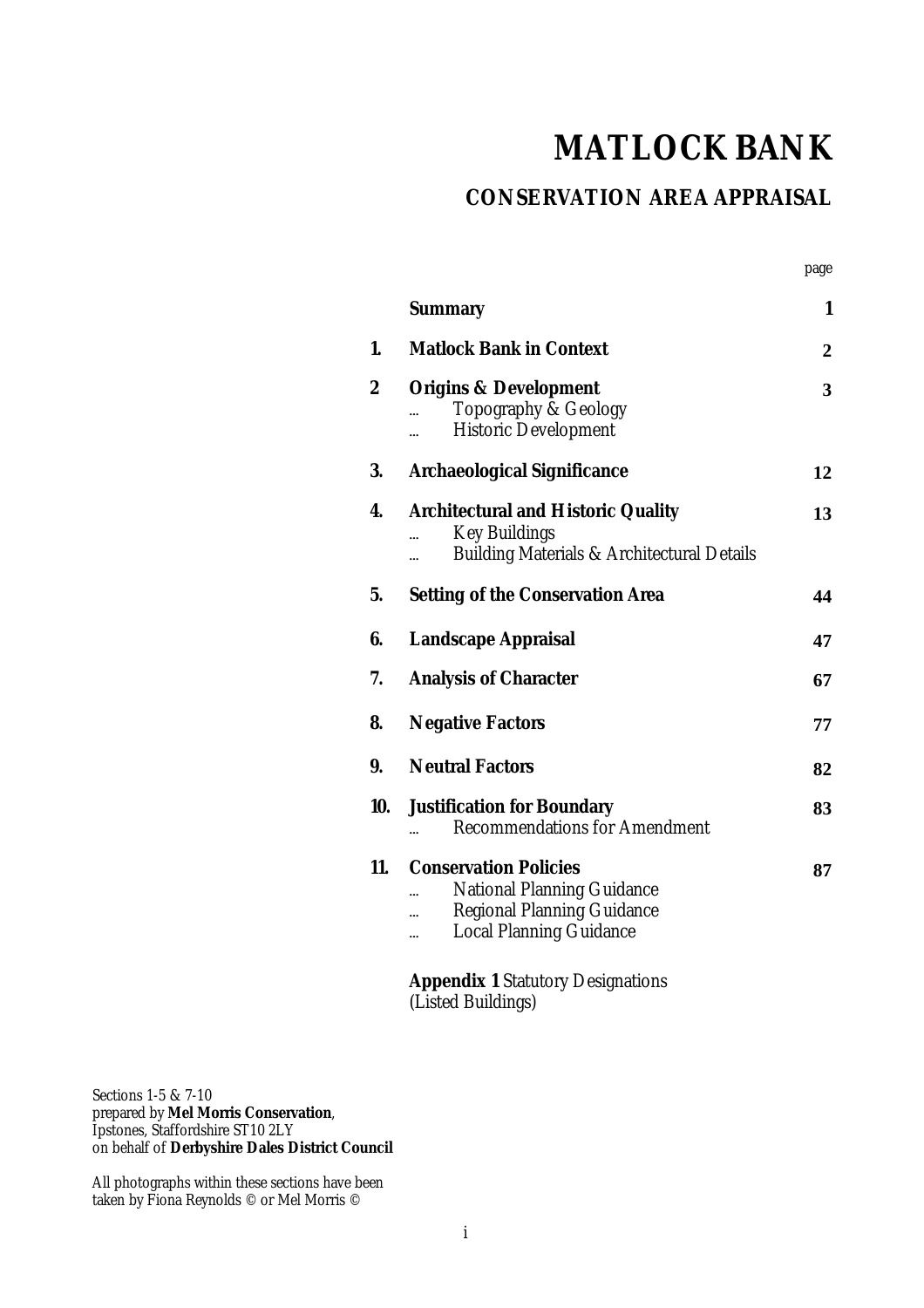# MATLOCK BANK

## CONSERVATION AREA APPRAISAL

| | | page |
|---|---|---|
| | **Summary** | **1** |
| **1.** | **Matlock Bank in Context** | **2** |
| **2** | **Origins & Development**<br>... Topography & Geology<br>... Historic Development | **3** |
| **3.** | **Archaeological Significance** | **12** |
| **4.** | **Architectural and Historic Quality**<br>... Key Buildings<br>... Building Materials & Architectural Details | **13** |
| **5.** | **Setting of the Conservation Area** | **44** |
| **6.** | **Landscape Appraisal** | **47** |
| **7.** | **Analysis of Character** | **67** |
| **8.** | **Negative Factors** | **77** |
| **9.** | **Neutral Factors** | **82** |
| **10.** | **Justification for Boundary**<br>... Recommendations for Amendment | **83** |
| **11.** | **Conservation Policies**<br>... National Planning Guidance<br>... Regional Planning Guidance<br>... Local Planning Guidance | **87** |
| | **Appendix 1** Statutory Designations (Listed Buildings) | |

*Sections 1-5 & 7-10*
*prepared by* **Mel Morris Conservation**,
*Ipstones, Staffordshire ST10 2LY*
*on behalf of* **Derbyshire Dales District Council**

*All photographs within these sections have been taken by Fiona Reynolds © or Mel Morris ©*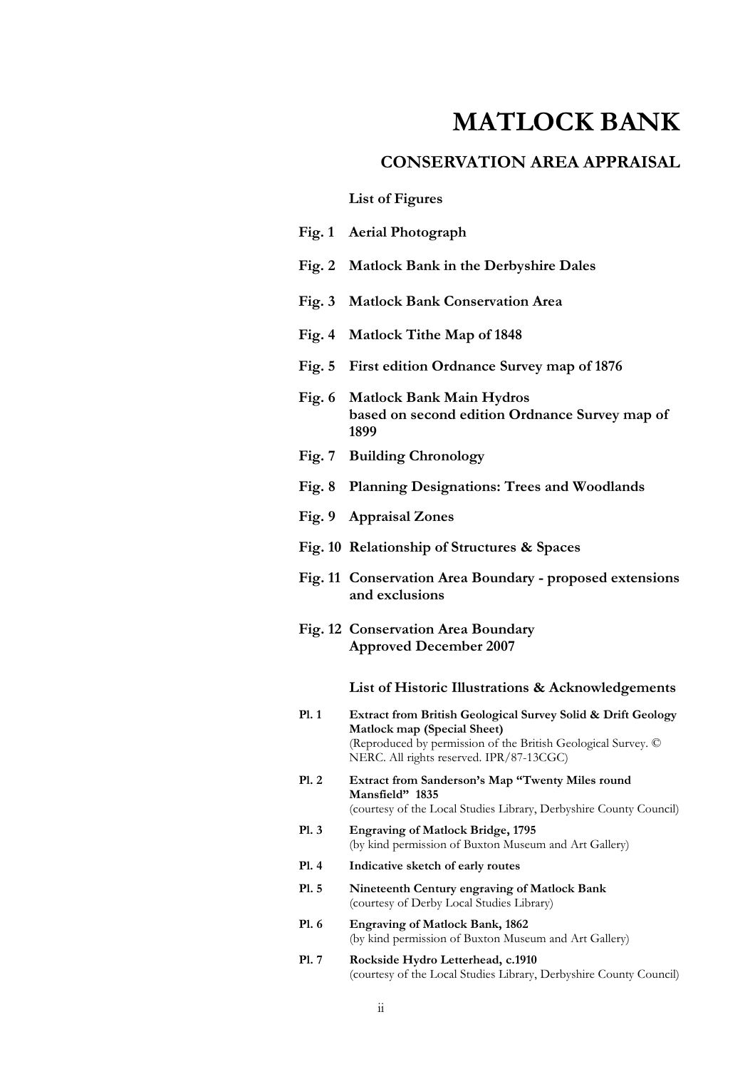# MATLOCK BANK

## CONSERVATION AREA APPRAISAL

### List of Figures

**Fig. 1 Aerial Photograph**

**Fig. 2 Matlock Bank in the Derbyshire Dales**

**Fig. 3 Matlock Bank Conservation Area**

**Fig. 4 Matlock Tithe Map of 1848**

**Fig. 5 First edition Ordnance Survey map of 1876**

**Fig. 6 Matlock Bank Main Hydros based on second edition Ordnance Survey map of 1899**

**Fig. 7 Building Chronology**

**Fig. 8 Planning Designations: Trees and Woodlands**

**Fig. 9 Appraisal Zones**

**Fig. 10 Relationship of Structures & Spaces**

**Fig. 11 Conservation Area Boundary - proposed extensions and exclusions**

**Fig. 12 Conservation Area Boundary Approved December 2007**

### List of Historic Illustrations & Acknowledgements

**Pl. 1 Extract from British Geological Survey Solid & Drift Geology Matlock map (Special Sheet)**
(Reproduced by permission of the British Geological Survey. © NERC. All rights reserved. IPR/87-13CGC)

**Pl. 2 Extract from Sanderson's Map "Twenty Miles round Mansfield" 1835**
(courtesy of the Local Studies Library, Derbyshire County Council)

**Pl. 3 Engraving of Matlock Bridge, 1795**
(by kind permission of Buxton Museum and Art Gallery)

**Pl. 4 Indicative sketch of early routes**

**Pl. 5 Nineteenth Century engraving of Matlock Bank**
(courtesy of Derby Local Studies Library)

**Pl. 6 Engraving of Matlock Bank, 1862**
(by kind permission of Buxton Museum and Art Gallery)

**Pl. 7 Rockside Hydro Letterhead, c.1910**
(courtesy of the Local Studies Library, Derbyshire County Council)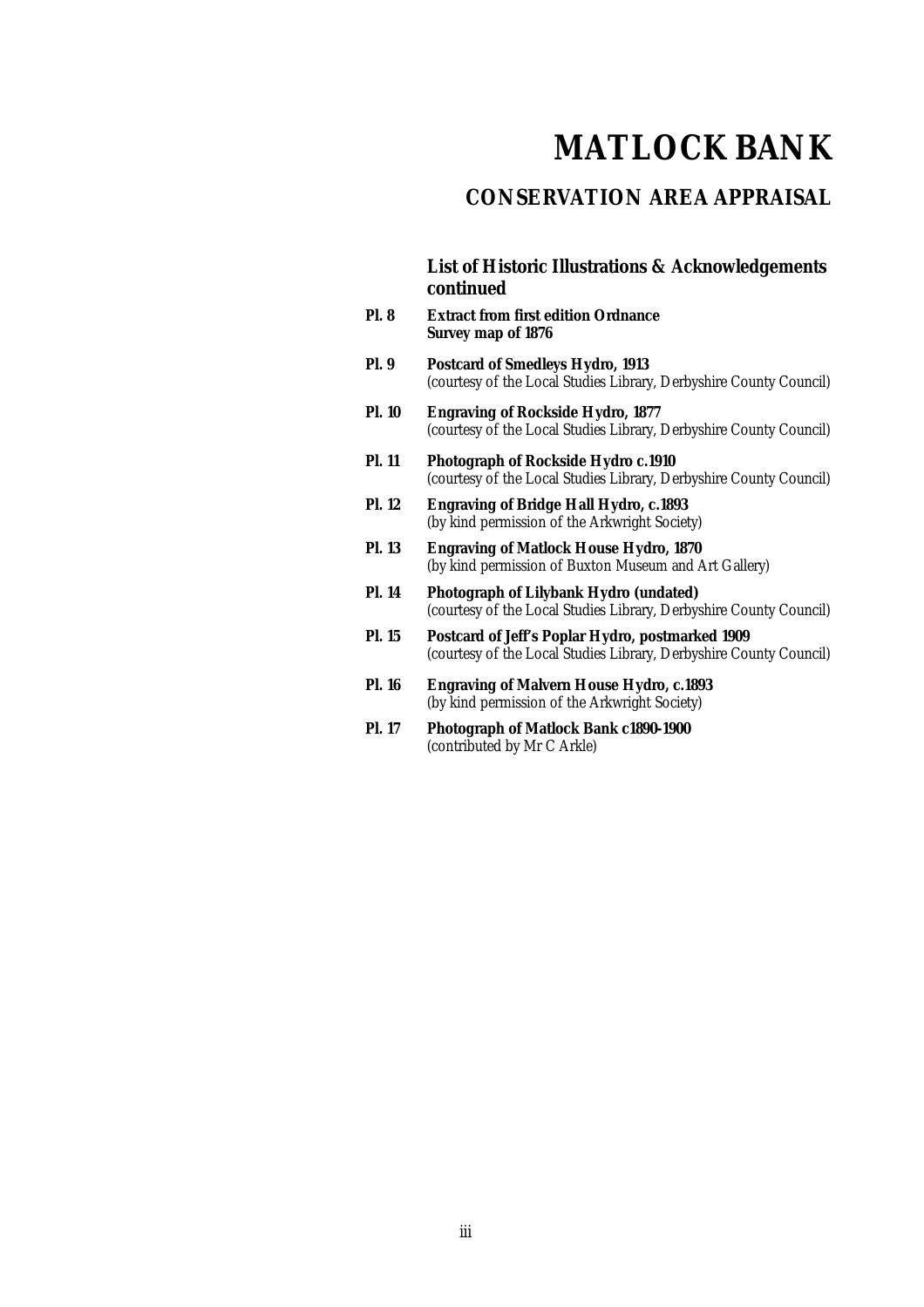# MATLOCK BANK

## CONSERVATION AREA APPRAISAL

### List of Historic Illustrations & Acknowledgements continued

**Pl. 8** **Extract from first edition Ordnance Survey map of 1876**

**Pl. 9** **Postcard of Smedleys Hydro, 1913**
*(courtesy of the Local Studies Library, Derbyshire County Council)*

**Pl. 10** **Engraving of Rockside Hydro, 1877**
*(courtesy of the Local Studies Library, Derbyshire County Council)*

**Pl. 11** **Photograph of Rockside Hydro c.1910**
*(courtesy of the Local Studies Library, Derbyshire County Council)*

**Pl. 12** **Engraving of Bridge Hall Hydro, c.1893**
*(by kind permission of the Arkwright Society)*

**Pl. 13** **Engraving of Matlock House Hydro, 1870**
*(by kind permission of Buxton Museum and Art Gallery)*

**Pl. 14** **Photograph of Lilybank Hydro (undated)**
*(courtesy of the Local Studies Library, Derbyshire County Council)*

**Pl. 15** **Postcard of Jeff's Poplar Hydro, postmarked 1909**
*(courtesy of the Local Studies Library, Derbyshire County Council)*

**Pl. 16** **Engraving of Malvern House Hydro, c.1893**
*(by kind permission of the Arkwright Society)*

**Pl. 17** **Photograph of Matlock Bank c1890-1900**
*(contributed by Mr C Arkle)*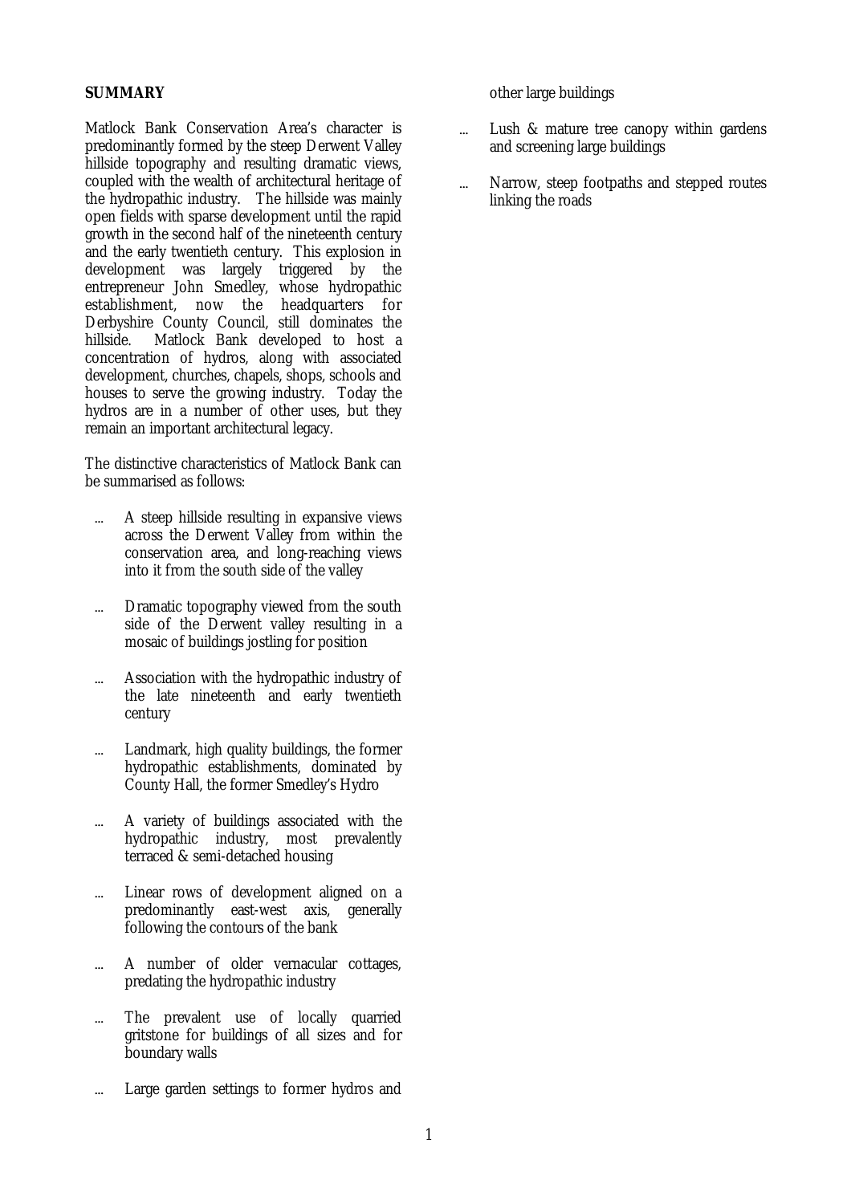## SUMMARY

Matlock Bank Conservation Area's character is predominantly formed by the steep Derwent Valley hillside topography and resulting dramatic views, coupled with the wealth of architectural heritage of the hydropathic industry. The hillside was mainly open fields with sparse development until the rapid growth in the second half of the nineteenth century and the early twentieth century. This explosion in development was largely triggered by the entrepreneur John Smedley, whose hydropathic establishment, now the headquarters for Derbyshire County Council, still dominates the hillside. Matlock Bank developed to host a concentration of hydros, along with associated development, churches, chapels, shops, schools and houses to serve the growing industry. Today the hydros are in a number of other uses, but they remain an important architectural legacy.

The distinctive characteristics of Matlock Bank can be summarised as follows:

- A steep hillside resulting in expansive views across the Derwent Valley from within the conservation area, and long-reaching views into it from the south side of the valley
- Dramatic topography viewed from the south side of the Derwent valley resulting in a mosaic of buildings jostling for position
- Association with the hydropathic industry of the late nineteenth and early twentieth century
- Landmark, high quality buildings, the former hydropathic establishments, dominated by County Hall, the former Smedley's Hydro
- A variety of buildings associated with the hydropathic industry, most prevalently terraced & semi-detached housing
- Linear rows of development aligned on a predominantly east-west axis, generally following the contours of the bank
- A number of older vernacular cottages, predating the hydropathic industry
- The prevalent use of locally quarried gritstone for buildings of all sizes and for boundary walls
- Large garden settings to former hydros and other large buildings
- Lush & mature tree canopy within gardens and screening large buildings
- Narrow, steep footpaths and stepped routes linking the roads